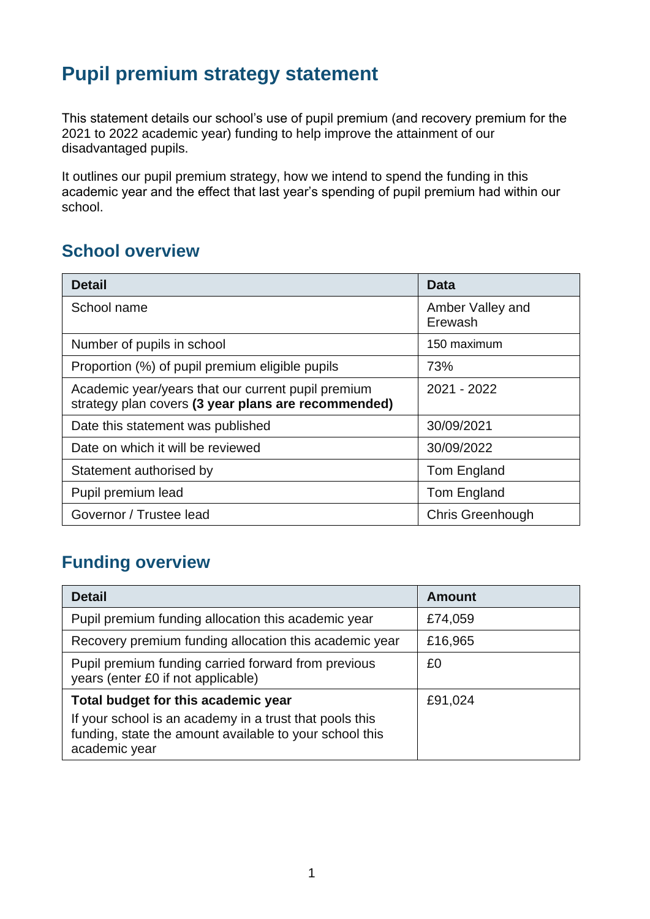# Pupil premium strategy statement

This statement details our school's use of pupil premium (and recovery premium for the 2021 to 2022 academic year) funding to help improve the attainment of our disadvantaged pupils.

It outlines our pupil premium strategy, how we intend to spend the funding in this academic year and the effect that last year's spending of pupil premium had within our school.

## School overview

| Detail | Data |
|---|---|
| School name | Amber Valley and Erewash |
| Number of pupils in school | 150 maximum |
| Proportion (%) of pupil premium eligible pupils | 73% |
| Academic year/years that our current pupil premium strategy plan covers **(3 year plans are recommended)** | 2021 - 2022 |
| Date this statement was published | 30/09/2021 |
| Date on which it will be reviewed | 30/09/2022 |
| Statement authorised by | Tom England |
| Pupil premium lead | Tom England |
| Governor / Trustee lead | Chris Greenhough |

## Funding overview

| Detail | Amount |
|---|---|
| Pupil premium funding allocation this academic year | £74,059 |
| Recovery premium funding allocation this academic year | £16,965 |
| Pupil premium funding carried forward from previous years (enter £0 if not applicable) | £0 |
| **Total budget for this academic year** If your school is an academy in a trust that pools this funding, state the amount available to your school this academic year | £91,024 |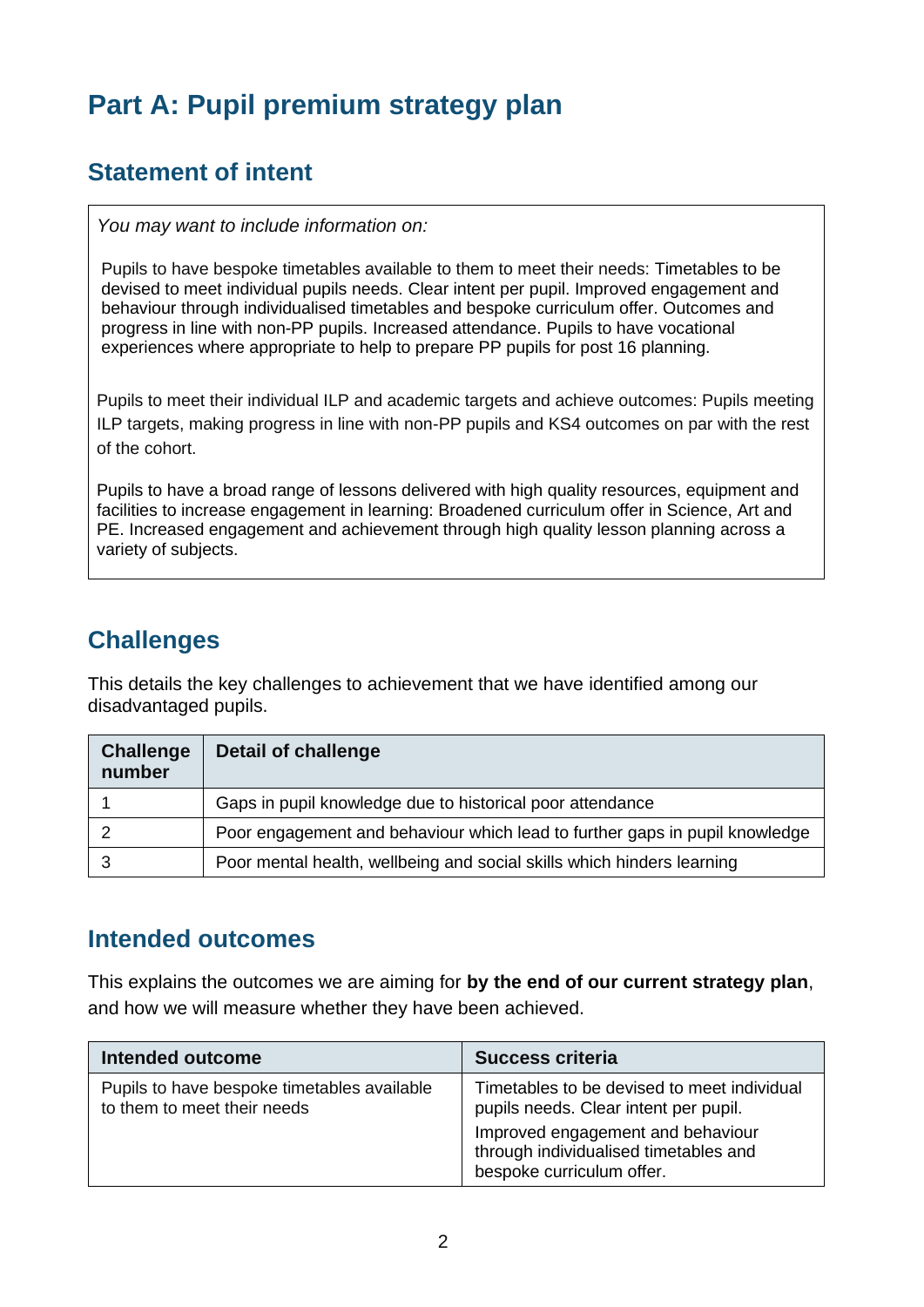# Part A: Pupil premium strategy plan

## Statement of intent

*You may want to include information on:*

Pupils to have bespoke timetables available to them to meet their needs: Timetables to be devised to meet individual pupils needs. Clear intent per pupil. Improved engagement and behaviour through individualised timetables and bespoke curriculum offer. Outcomes and progress in line with non-PP pupils. Increased attendance. Pupils to have vocational experiences where appropriate to help to prepare PP pupils for post 16 planning.

Pupils to meet their individual ILP and academic targets and achieve outcomes: Pupils meeting ILP targets, making progress in line with non-PP pupils and KS4 outcomes on par with the rest of the cohort.

Pupils to have a broad range of lessons delivered with high quality resources, equipment and facilities to increase engagement in learning: Broadened curriculum offer in Science, Art and PE. Increased engagement and achievement through high quality lesson planning across a variety of subjects.

## Challenges

This details the key challenges to achievement that we have identified among our disadvantaged pupils.

| Challenge number | Detail of challenge |
|---|---|
| 1 | Gaps in pupil knowledge due to historical poor attendance |
| 2 | Poor engagement and behaviour which lead to further gaps in pupil knowledge |
| 3 | Poor mental health, wellbeing and social skills which hinders learning |

## Intended outcomes

This explains the outcomes we are aiming for **by the end of our current strategy plan**, and how we will measure whether they have been achieved.

| Intended outcome | Success criteria |
|---|---|
| Pupils to have bespoke timetables available to them to meet their needs | Timetables to be devised to meet individual pupils needs. Clear intent per pupil.<br>Improved engagement and behaviour through individualised timetables and bespoke curriculum offer. |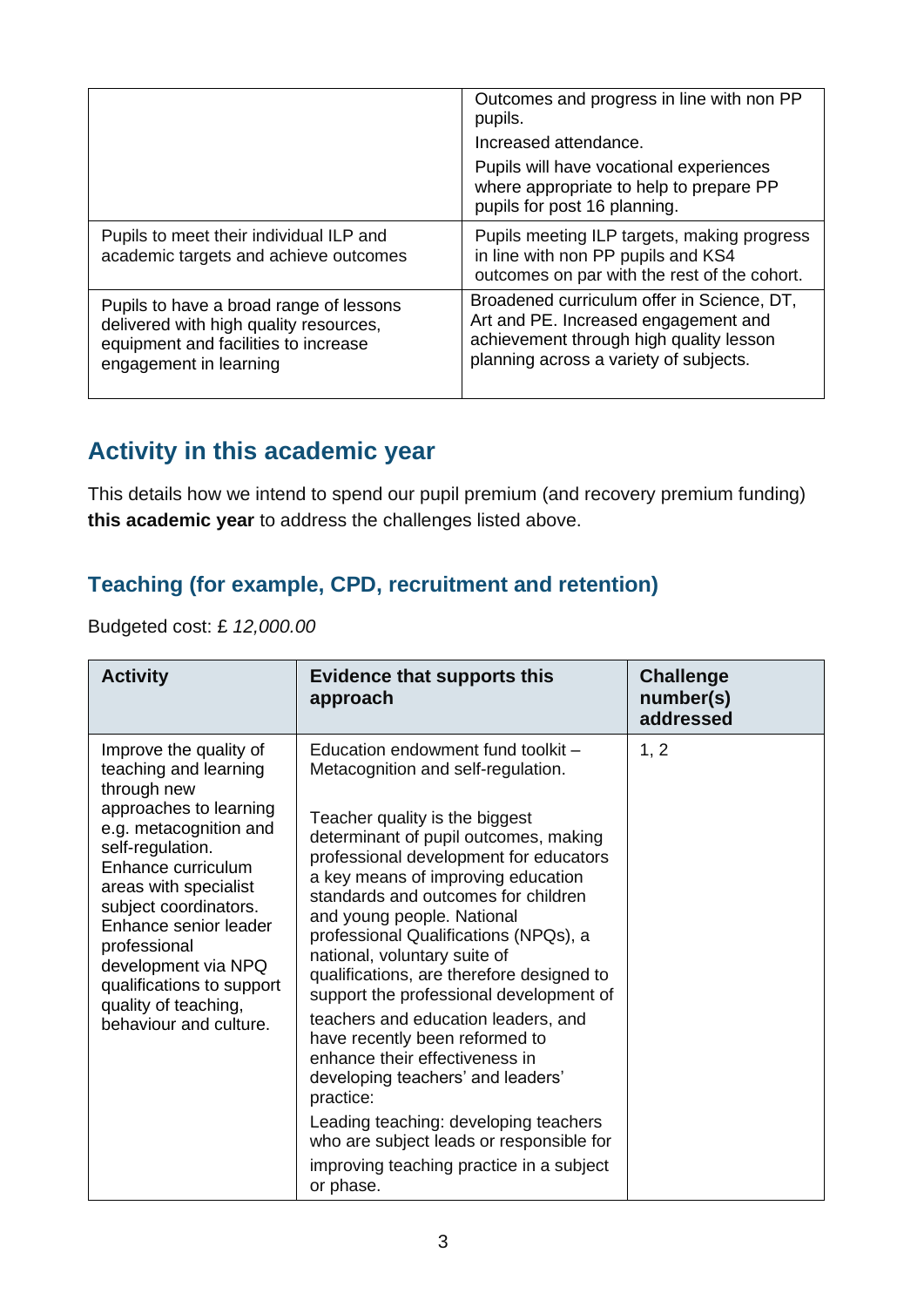| | |
|---|---|
| | Outcomes and progress in line with non PP pupils.<br>Increased attendance.<br>Pupils will have vocational experiences where appropriate to help to prepare PP pupils for post 16 planning. |
| Pupils to meet their individual ILP and academic targets and achieve outcomes | Pupils meeting ILP targets, making progress in line with non PP pupils and KS4 outcomes on par with the rest of the cohort. |
| Pupils to have a broad range of lessons delivered with high quality resources, equipment and facilities to increase engagement in learning | Broadened curriculum offer in Science, DT, Art and PE. Increased engagement and achievement through high quality lesson planning across a variety of subjects. |

## Activity in this academic year

This details how we intend to spend our pupil premium (and recovery premium funding) **this academic year** to address the challenges listed above.

### Teaching (for example, CPD, recruitment and retention)

Budgeted cost: £ *12,000.00*

| Activity | Evidence that supports this approach | Challenge number(s) addressed |
|---|---|---|
| Improve the quality of teaching and learning through new approaches to learning e.g. metacognition and self-regulation. Enhance curriculum areas with specialist subject coordinators. Enhance senior leader professional development via NPQ qualifications to support quality of teaching, behaviour and culture. | Education endowment fund toolkit – Metacognition and self-regulation.<br><br>Teacher quality is the biggest determinant of pupil outcomes, making professional development for educators a key means of improving education standards and outcomes for children and young people. National professional Qualifications (NPQs), a national, voluntary suite of qualifications, are therefore designed to support the professional development of teachers and education leaders, and have recently been reformed to enhance their effectiveness in developing teachers' and leaders' practice:<br>Leading teaching: developing teachers who are subject leads or responsible for improving teaching practice in a subject or phase. | 1, 2 |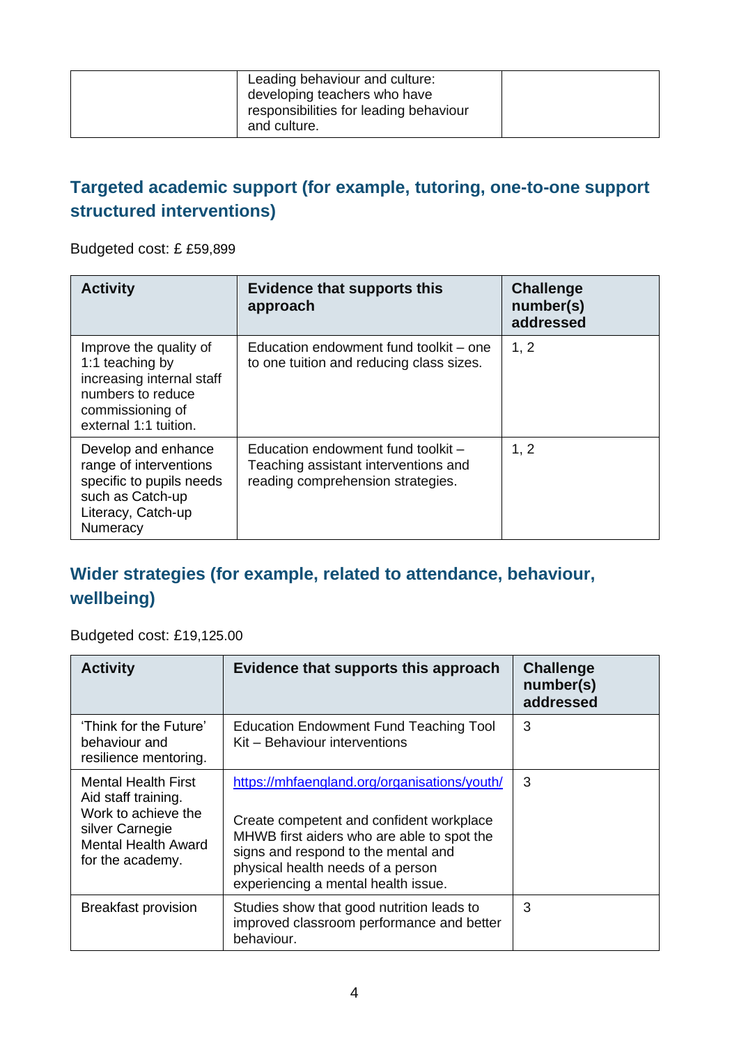| | | |
|---|---|---|
| | Leading behaviour and culture: developing teachers who have responsibilities for leading behaviour and culture. | |

## Targeted academic support (for example, tutoring, one-to-one support structured interventions)

Budgeted cost: £ £59,899

| Activity | Evidence that supports this approach | Challenge number(s) addressed |
|---|---|---|
| Improve the quality of 1:1 teaching by increasing internal staff numbers to reduce commissioning of external 1:1 tuition. | Education endowment fund toolkit – one to one tuition and reducing class sizes. | 1, 2 |
| Develop and enhance range of interventions specific to pupils needs such as Catch-up Literacy, Catch-up Numeracy | Education endowment fund toolkit – Teaching assistant interventions and reading comprehension strategies. | 1, 2 |

## Wider strategies (for example, related to attendance, behaviour, wellbeing)

Budgeted cost: £19,125.00

| Activity | Evidence that supports this approach | Challenge number(s) addressed |
|---|---|---|
| 'Think for the Future' behaviour and resilience mentoring. | Education Endowment Fund Teaching Tool Kit – Behaviour interventions | 3 |
| Mental Health First Aid staff training. Work to achieve the silver Carnegie Mental Health Award for the academy. | https://mhfaengland.org/organisations/youth/<br><br>Create competent and confident workplace MHWB first aiders who are able to spot the signs and respond to the mental and physical health needs of a person experiencing a mental health issue. | 3 |
| Breakfast provision | Studies show that good nutrition leads to improved classroom performance and better behaviour. | 3 |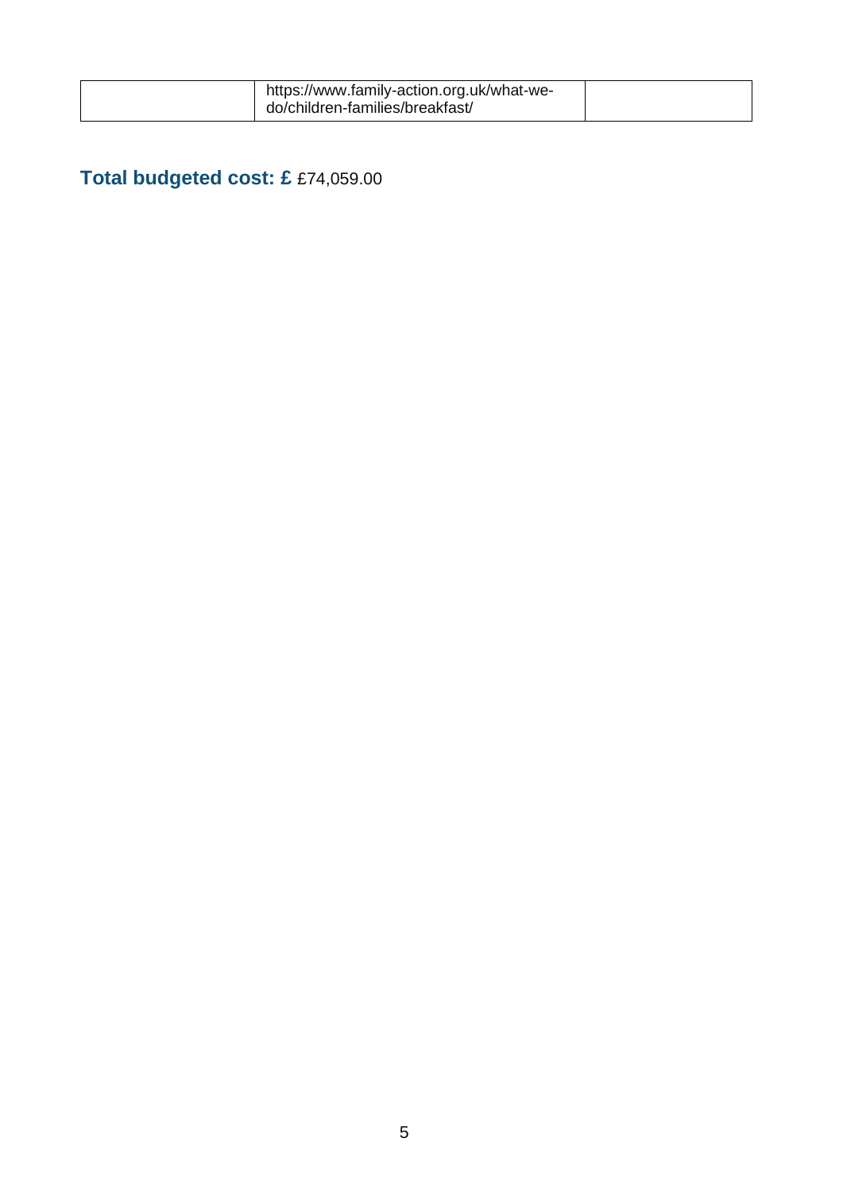| | | |
|---|---|---|
| | https://www.family-action.org.uk/what-we-do/children-families/breakfast/ | |

**Total budgeted cost: £** £74,059.00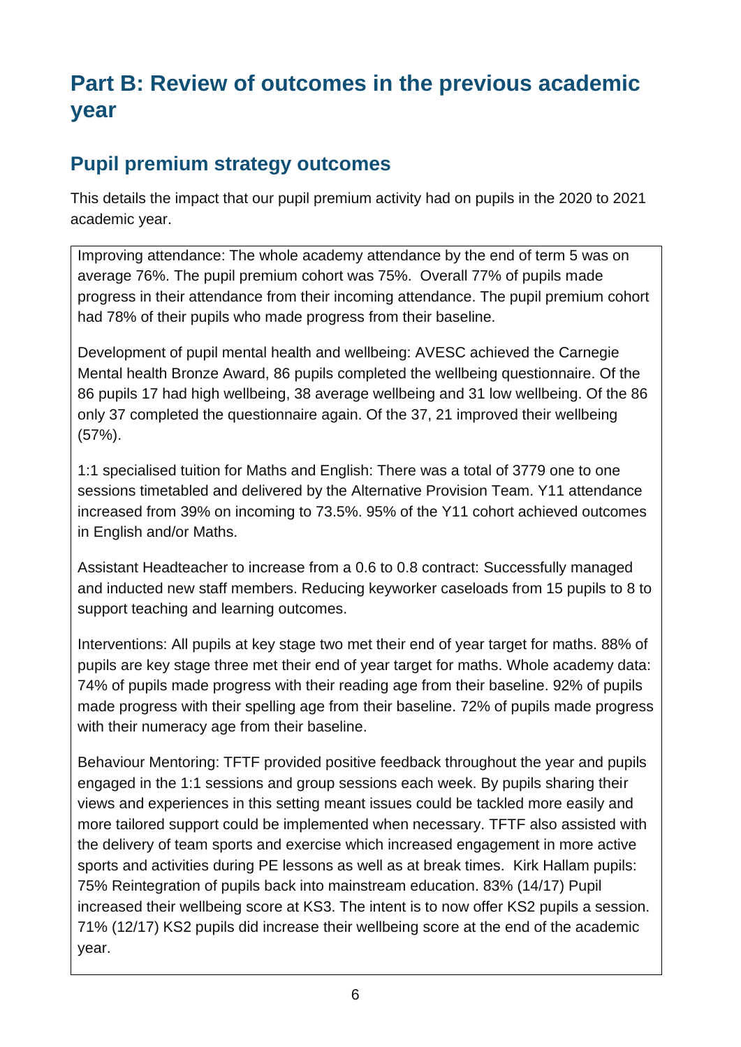# Part B: Review of outcomes in the previous academic year

## Pupil premium strategy outcomes

This details the impact that our pupil premium activity had on pupils in the 2020 to 2021 academic year.

Improving attendance: The whole academy attendance by the end of term 5 was on average 76%. The pupil premium cohort was 75%. Overall 77% of pupils made progress in their attendance from their incoming attendance. The pupil premium cohort had 78% of their pupils who made progress from their baseline.

Development of pupil mental health and wellbeing: AVESC achieved the Carnegie Mental health Bronze Award, 86 pupils completed the wellbeing questionnaire. Of the 86 pupils 17 had high wellbeing, 38 average wellbeing and 31 low wellbeing. Of the 86 only 37 completed the questionnaire again. Of the 37, 21 improved their wellbeing (57%).

1:1 specialised tuition for Maths and English: There was a total of 3779 one to one sessions timetabled and delivered by the Alternative Provision Team. Y11 attendance increased from 39% on incoming to 73.5%. 95% of the Y11 cohort achieved outcomes in English and/or Maths.

Assistant Headteacher to increase from a 0.6 to 0.8 contract: Successfully managed and inducted new staff members. Reducing keyworker caseloads from 15 pupils to 8 to support teaching and learning outcomes.

Interventions: All pupils at key stage two met their end of year target for maths. 88% of pupils are key stage three met their end of year target for maths. Whole academy data: 74% of pupils made progress with their reading age from their baseline. 92% of pupils made progress with their spelling age from their baseline. 72% of pupils made progress with their numeracy age from their baseline.

Behaviour Mentoring: TFTF provided positive feedback throughout the year and pupils engaged in the 1:1 sessions and group sessions each week. By pupils sharing their views and experiences in this setting meant issues could be tackled more easily and more tailored support could be implemented when necessary. TFTF also assisted with the delivery of team sports and exercise which increased engagement in more active sports and activities during PE lessons as well as at break times. Kirk Hallam pupils: 75% Reintegration of pupils back into mainstream education. 83% (14/17) Pupil increased their wellbeing score at KS3. The intent is to now offer KS2 pupils a session. 71% (12/17) KS2 pupils did increase their wellbeing score at the end of the academic year.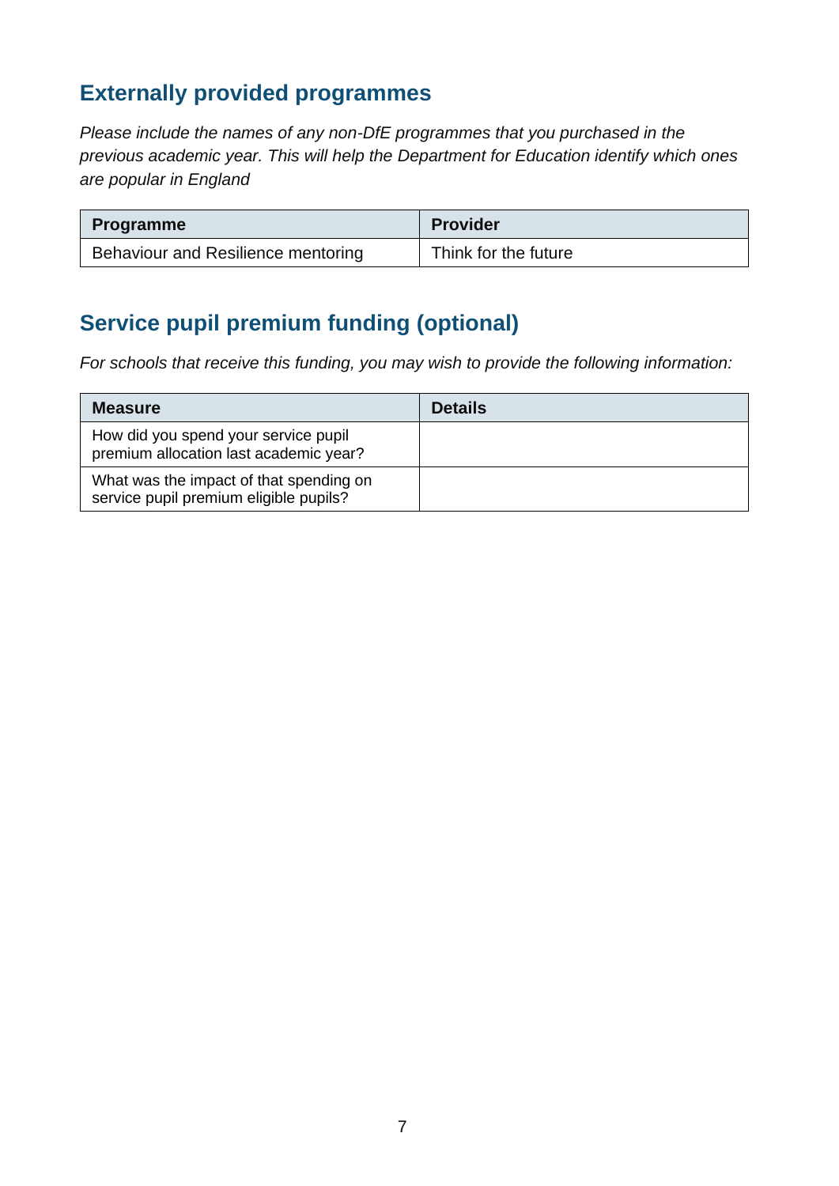## Externally provided programmes

*Please include the names of any non-DfE programmes that you purchased in the previous academic year. This will help the Department for Education identify which ones are popular in England*

| Programme | Provider |
| --- | --- |
| Behaviour and Resilience mentoring | Think for the future |

## Service pupil premium funding (optional)

*For schools that receive this funding, you may wish to provide the following information:*

| Measure | Details |
| --- | --- |
| How did you spend your service pupil premium allocation last academic year? | |
| What was the impact of that spending on service pupil premium eligible pupils? | |